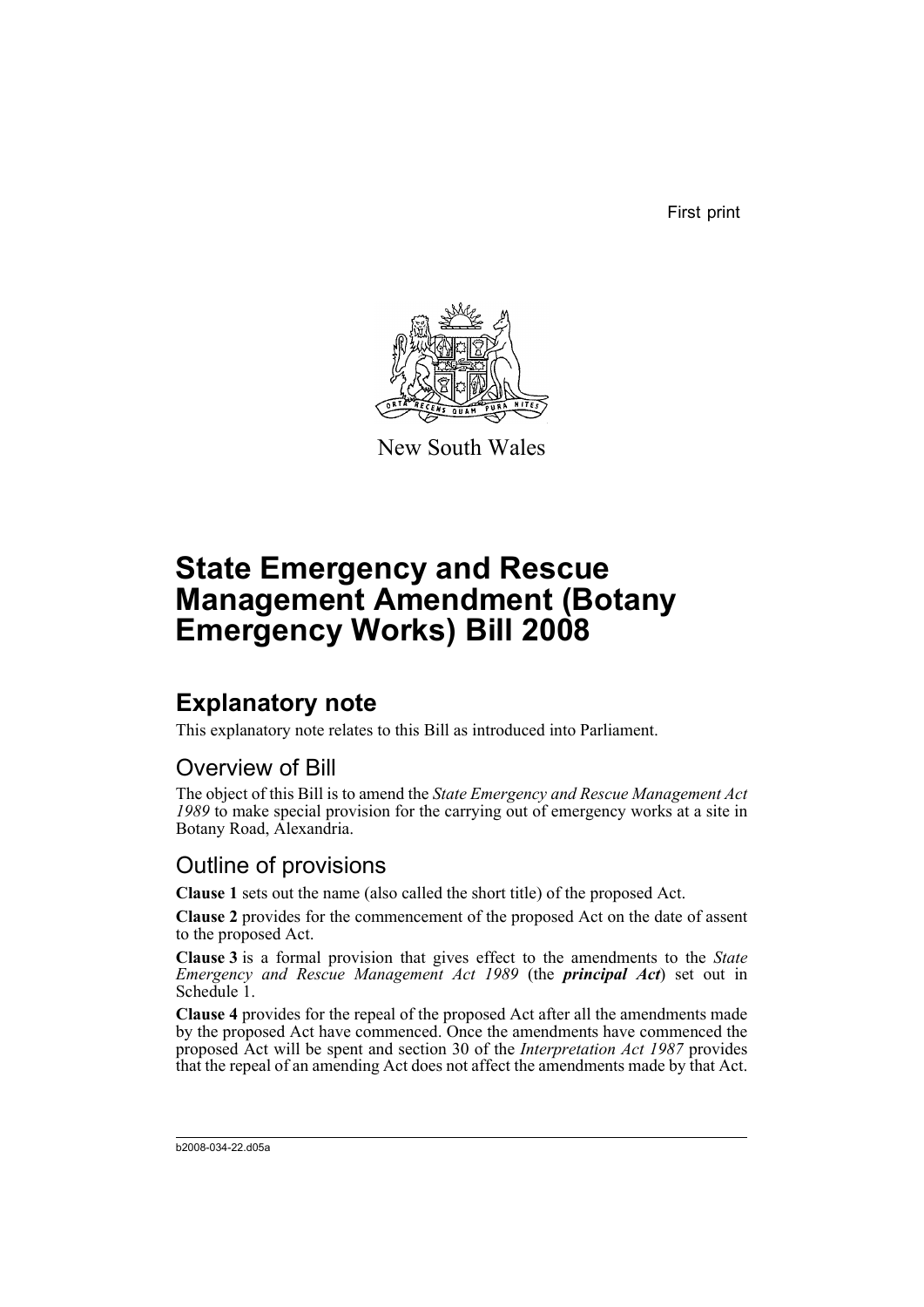First print

New South Wales

# State Emergency and Rescue Management Amendment (Botany Emergency Works) Bill 2008

## Explanatory note

This explanatory note relates to this Bill as introduced into Parliament.

### Overview of Bill

The object of this Bill is to amend the *State Emergency and Rescue Management Act 1989* to make special provision for the carrying out of emergency works at a site in Botany Road, Alexandria.

### Outline of provisions

**Clause 1** sets out the name (also called the short title) of the proposed Act.

**Clause 2** provides for the commencement of the proposed Act on the date of assent to the proposed Act.

**Clause 3** is a formal provision that gives effect to the amendments to the *State Emergency and Rescue Management Act 1989* (the ***principal Act***) set out in Schedule 1.

**Clause 4** provides for the repeal of the proposed Act after all the amendments made by the proposed Act have commenced. Once the amendments have commenced the proposed Act will be spent and section 30 of the *Interpretation Act 1987* provides that the repeal of an amending Act does not affect the amendments made by that Act.

b2008-034-22.d05a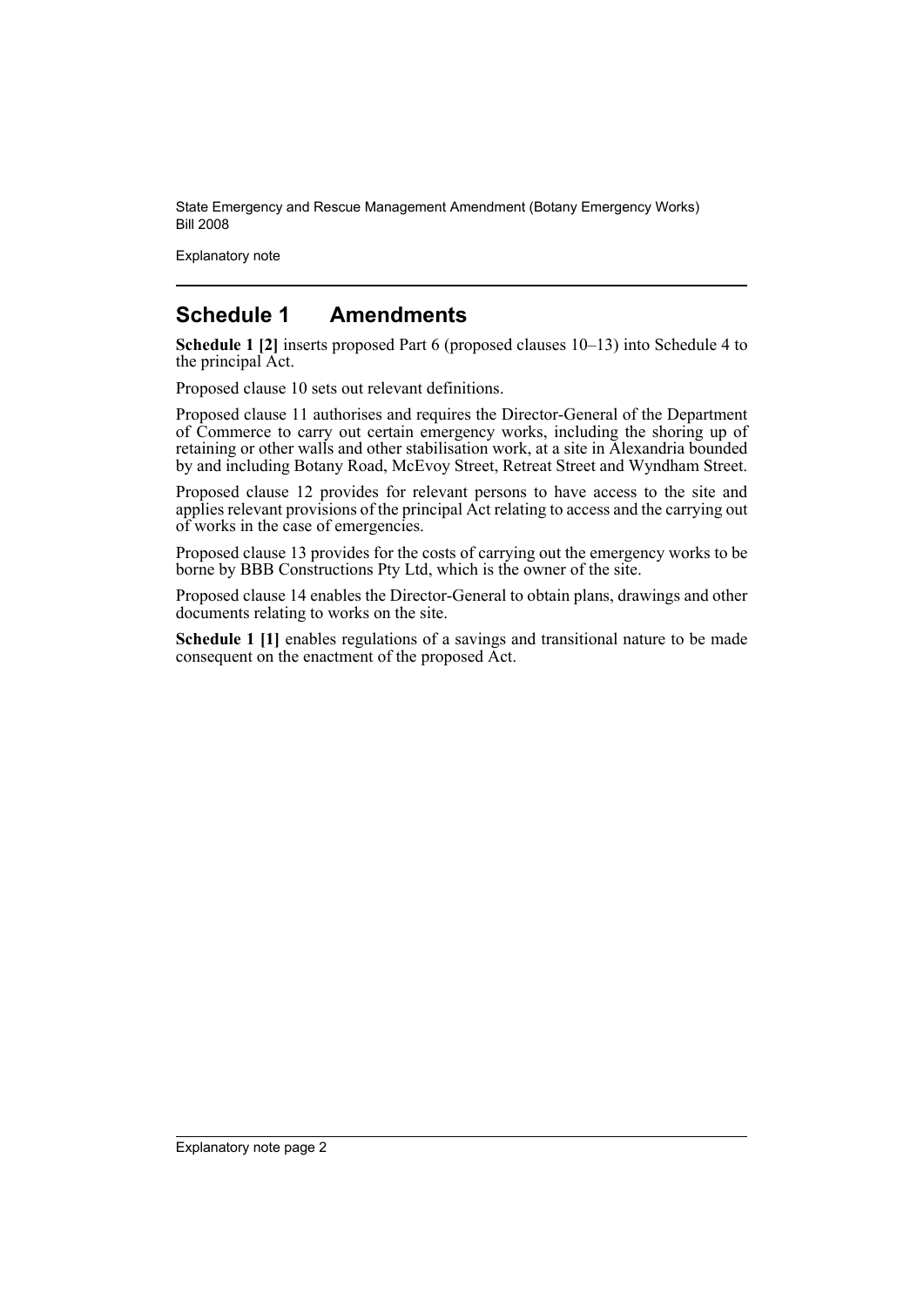## Schedule 1 Amendments

**Schedule 1 [2]** inserts proposed Part 6 (proposed clauses 10–13) into Schedule 4 to the principal Act.

Proposed clause 10 sets out relevant definitions.

Proposed clause 11 authorises and requires the Director-General of the Department of Commerce to carry out certain emergency works, including the shoring up of retaining or other walls and other stabilisation work, at a site in Alexandria bounded by and including Botany Road, McEvoy Street, Retreat Street and Wyndham Street.

Proposed clause 12 provides for relevant persons to have access to the site and applies relevant provisions of the principal Act relating to access and the carrying out of works in the case of emergencies.

Proposed clause 13 provides for the costs of carrying out the emergency works to be borne by BBB Constructions Pty Ltd, which is the owner of the site.

Proposed clause 14 enables the Director-General to obtain plans, drawings and other documents relating to works on the site.

**Schedule 1 [1]** enables regulations of a savings and transitional nature to be made consequent on the enactment of the proposed Act.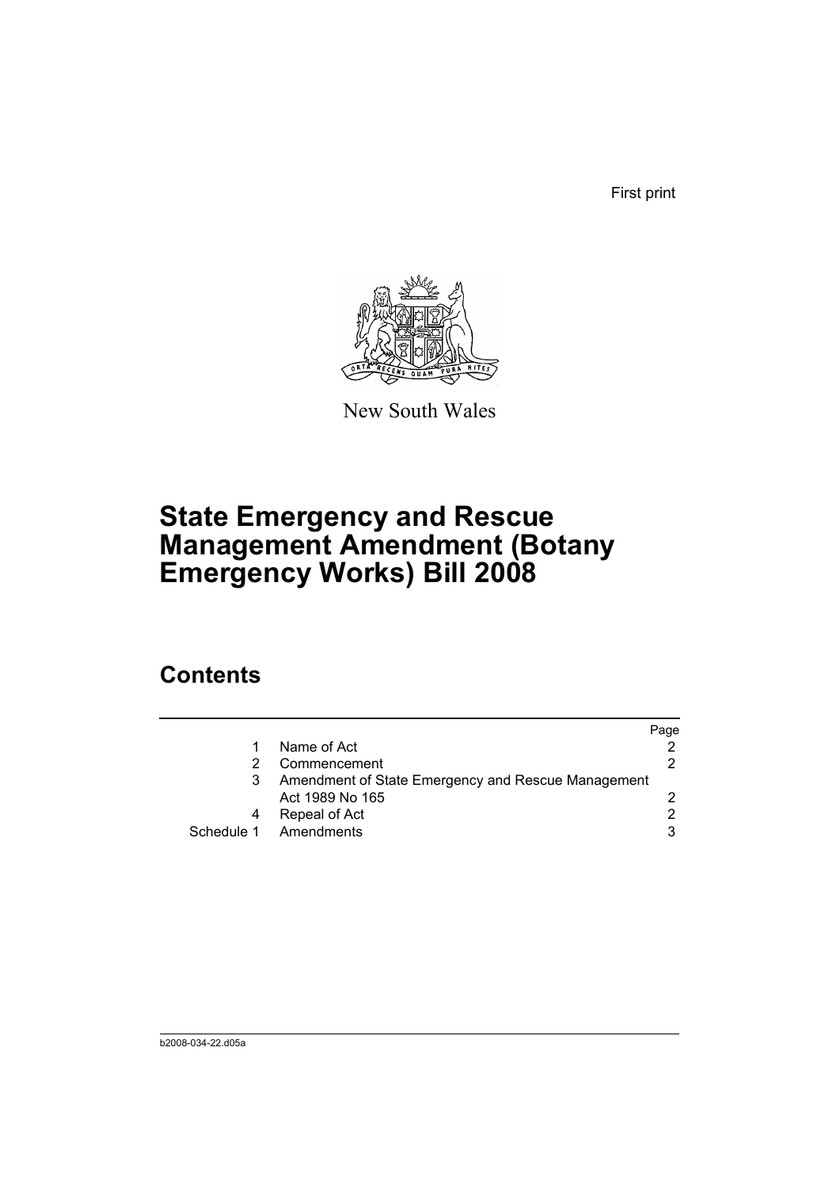First print

New South Wales

# State Emergency and Rescue Management Amendment (Botany Emergency Works) Bill 2008

## Contents

| | | Page |
|---|---|---|
| 1 | Name of Act | 2 |
| 2 | Commencement | 2 |
| 3 | Amendment of State Emergency and Rescue Management Act 1989 No 165 | 2 |
| 4 | Repeal of Act | 2 |
| Schedule 1 | Amendments | 3 |

b2008-034-22.d05a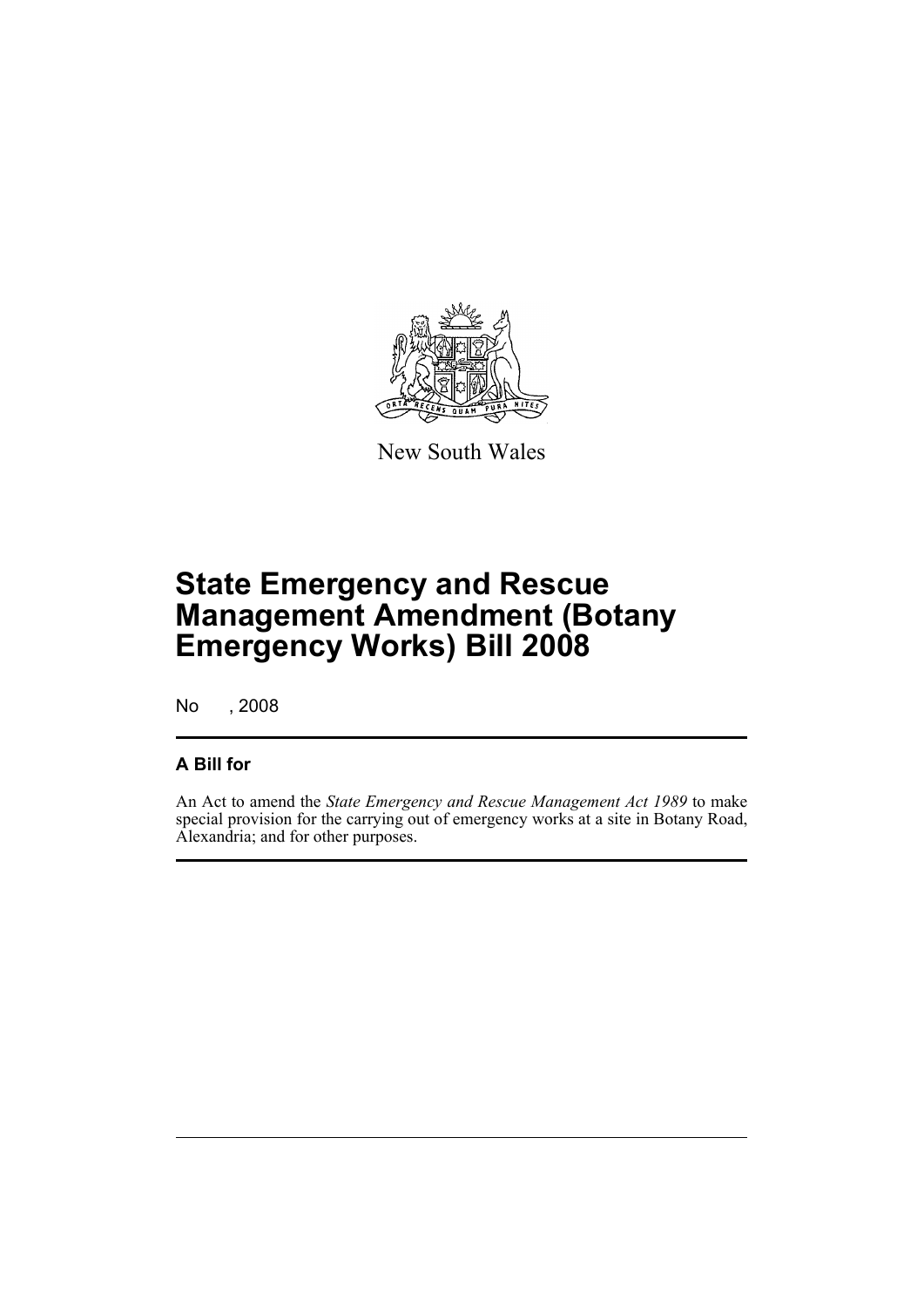New South Wales

# State Emergency and Rescue Management Amendment (Botany Emergency Works) Bill 2008

No , 2008

## A Bill for

An Act to amend the *State Emergency and Rescue Management Act 1989* to make special provision for the carrying out of emergency works at a site in Botany Road, Alexandria; and for other purposes.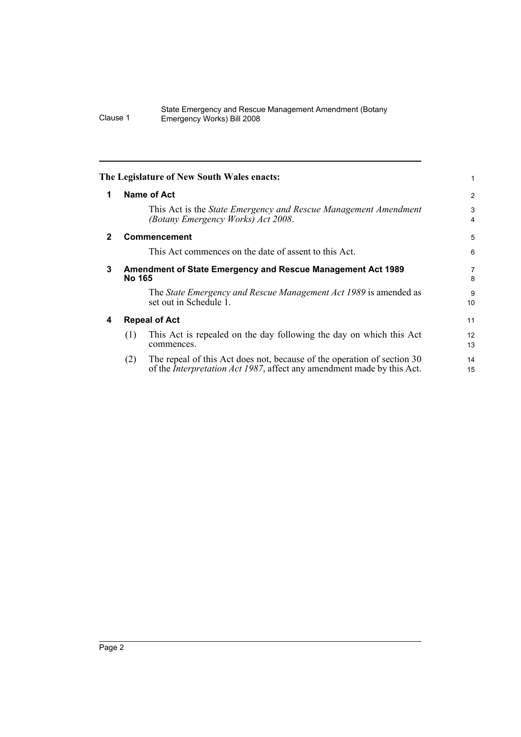**The Legislature of New South Wales enacts:**

## 1 Name of Act

This Act is the *State Emergency and Rescue Management Amendment (Botany Emergency Works) Act 2008*.

## 2 Commencement

This Act commences on the date of assent to this Act.

## 3 Amendment of State Emergency and Rescue Management Act 1989 No 165

The *State Emergency and Rescue Management Act 1989* is amended as set out in Schedule 1.

## 4 Repeal of Act

(1) This Act is repealed on the day following the day on which this Act commences.

(2) The repeal of this Act does not, because of the operation of section 30 of the *Interpretation Act 1987*, affect any amendment made by this Act.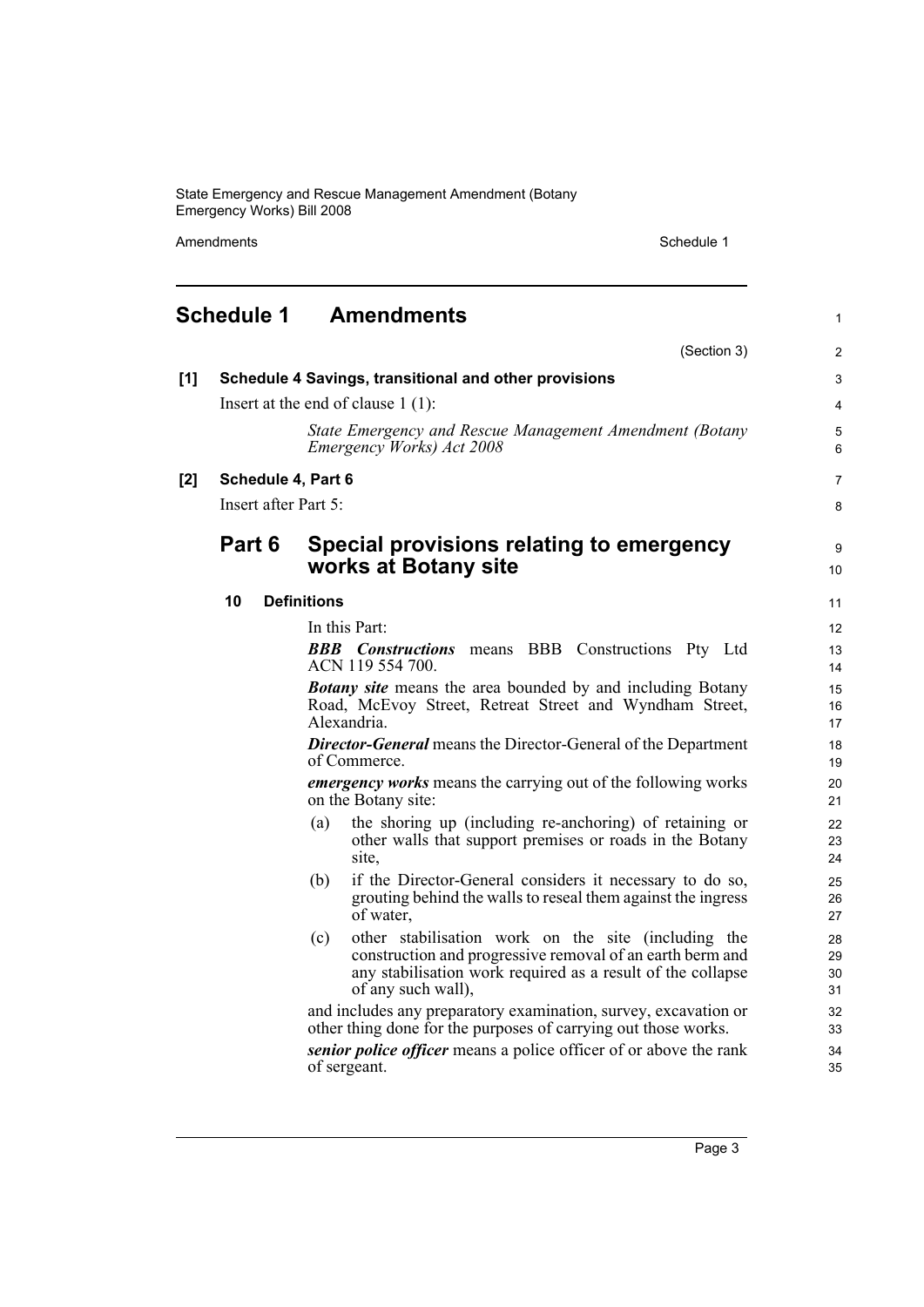# Schedule 1 Amendments

(Section 3)

**[1] Schedule 4 Savings, transitional and other provisions**

Insert at the end of clause 1 (1):

*State Emergency and Rescue Management Amendment (Botany Emergency Works) Act 2008*

**[2] Schedule 4, Part 6**

Insert after Part 5:

## Part 6 Special provisions relating to emergency works at Botany site

### 10 Definitions

In this Part:

***BBB Constructions*** means BBB Constructions Pty Ltd ACN 119 554 700.

***Botany site*** means the area bounded by and including Botany Road, McEvoy Street, Retreat Street and Wyndham Street, Alexandria.

***Director-General*** means the Director-General of the Department of Commerce.

***emergency works*** means the carrying out of the following works on the Botany site:

(a) the shoring up (including re-anchoring) of retaining or other walls that support premises or roads in the Botany site,

(b) if the Director-General considers it necessary to do so, grouting behind the walls to reseal them against the ingress of water,

(c) other stabilisation work on the site (including the construction and progressive removal of an earth berm and any stabilisation work required as a result of the collapse of any such wall),

and includes any preparatory examination, survey, excavation or other thing done for the purposes of carrying out those works.

***senior police officer*** means a police officer of or above the rank of sergeant.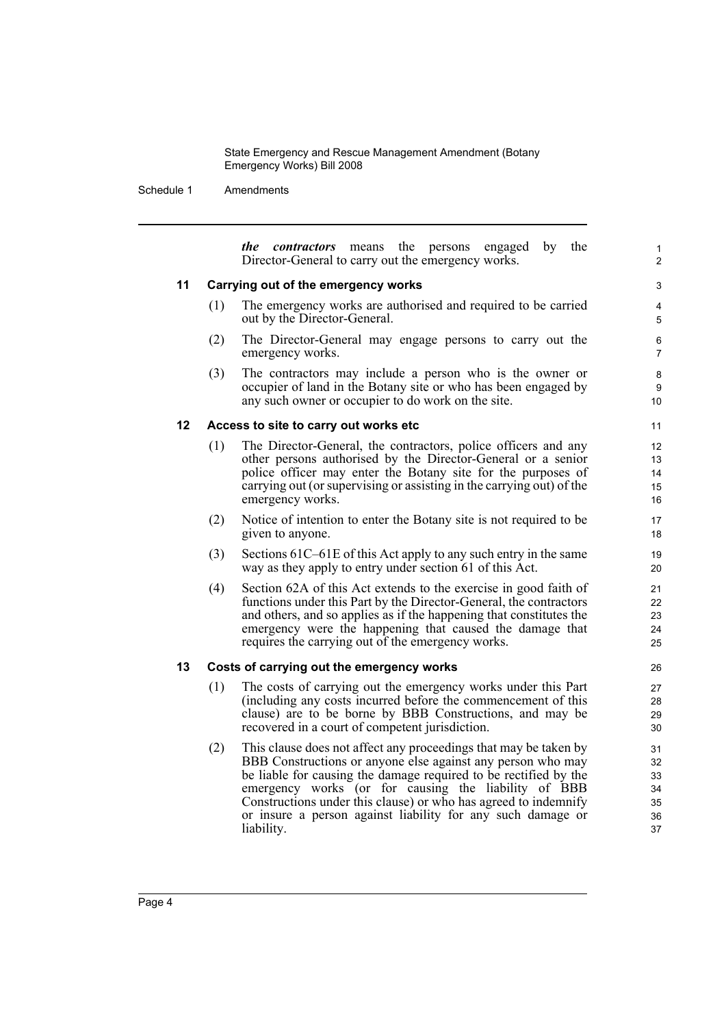***the contractors*** means the persons engaged by the Director-General to carry out the emergency works.

### 11 Carrying out of the emergency works

(1) The emergency works are authorised and required to be carried out by the Director-General.

(2) The Director-General may engage persons to carry out the emergency works.

(3) The contractors may include a person who is the owner or occupier of land in the Botany site or who has been engaged by any such owner or occupier to do work on the site.

### 12 Access to site to carry out works etc

(1) The Director-General, the contractors, police officers and any other persons authorised by the Director-General or a senior police officer may enter the Botany site for the purposes of carrying out (or supervising or assisting in the carrying out) of the emergency works.

(2) Notice of intention to enter the Botany site is not required to be given to anyone.

(3) Sections 61C–61E of this Act apply to any such entry in the same way as they apply to entry under section 61 of this Act.

(4) Section 62A of this Act extends to the exercise in good faith of functions under this Part by the Director-General, the contractors and others, and so applies as if the happening that constitutes the emergency were the happening that caused the damage that requires the carrying out of the emergency works.

### 13 Costs of carrying out the emergency works

(1) The costs of carrying out the emergency works under this Part (including any costs incurred before the commencement of this clause) are to be borne by BBB Constructions, and may be recovered in a court of competent jurisdiction.

(2) This clause does not affect any proceedings that may be taken by BBB Constructions or anyone else against any person who may be liable for causing the damage required to be rectified by the emergency works (or for causing the liability of BBB Constructions under this clause) or who has agreed to indemnify or insure a person against liability for any such damage or liability.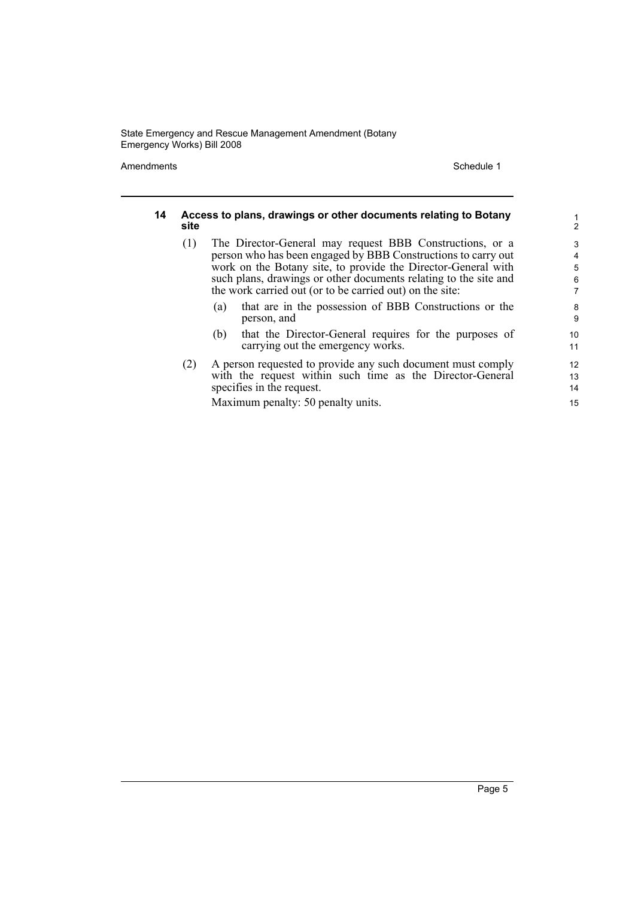### 14 Access to plans, drawings or other documents relating to Botany site

(1) The Director-General may request BBB Constructions, or a person who has been engaged by BBB Constructions to carry out work on the Botany site, to provide the Director-General with such plans, drawings or other documents relating to the site and the work carried out (or to be carried out) on the site:

(a) that are in the possession of BBB Constructions or the person, and

(b) that the Director-General requires for the purposes of carrying out the emergency works.

(2) A person requested to provide any such document must comply with the request within such time as the Director-General specifies in the request.

Maximum penalty: 50 penalty units.